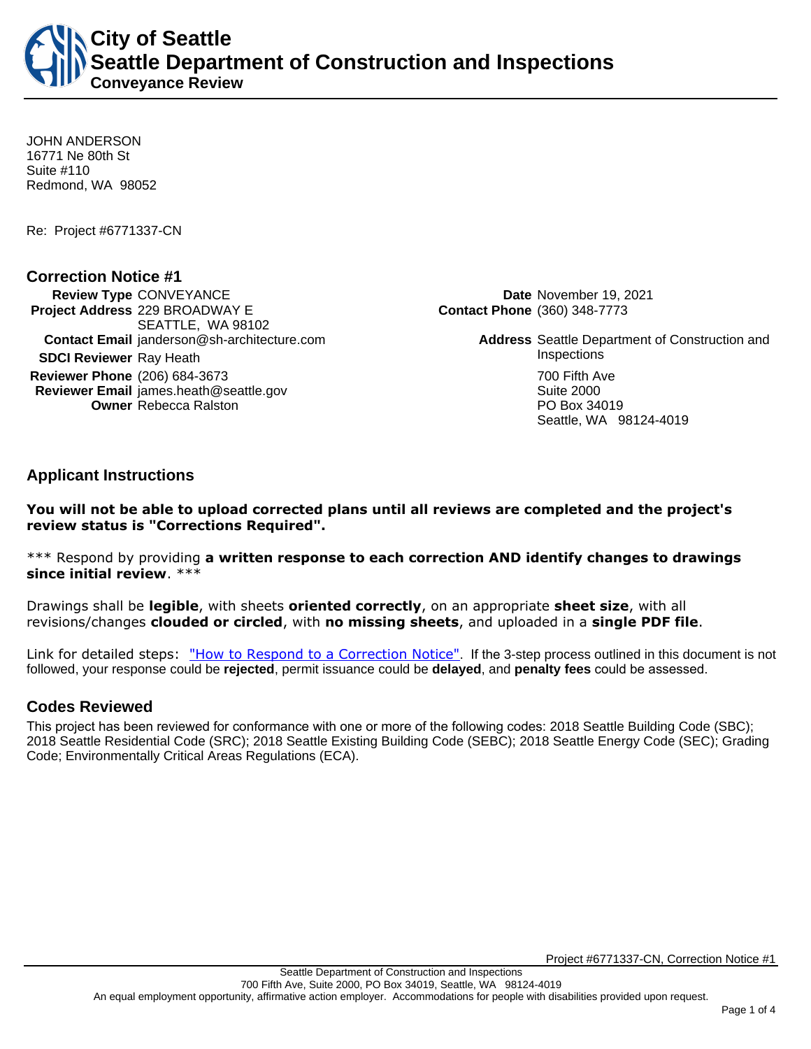# City of Seattle
## Seattle Department of Construction and Inspections
### Conveyance Review

JOHN ANDERSON
16771 Ne 80th St
Suite #110
Redmond, WA 98052

Re: Project #6771337-CN

## Correction Notice #1

**Review Type** CONVEYANCE
**Project Address** 229 BROADWAY E
SEATTLE, WA 98102
**Contact Email** janderson@sh-architecture.com
**SDCI Reviewer** Ray Heath
**Reviewer Phone** (206) 684-3673
**Reviewer Email** james.heath@seattle.gov
**Owner** Rebecca Ralston

**Date** November 19, 2021
**Contact Phone** (360) 348-7773
**Address** Seattle Department of Construction and Inspections
700 Fifth Ave
Suite 2000
PO Box 34019
Seattle, WA 98124-4019

## Applicant Instructions

**You will not be able to upload corrected plans until all reviews are completed and the project's review status is "Corrections Required".**

*** Respond by providing **a written response to each correction AND identify changes to drawings since initial review**. ***

Drawings shall be **legible**, with sheets **oriented correctly**, on an appropriate **sheet size**, with all revisions/changes **clouded or circled**, with **no missing sheets**, and uploaded in a **single PDF file**.

Link for detailed steps: "How to Respond to a Correction Notice". If the 3-step process outlined in this document is not followed, your response could be **rejected**, permit issuance could be **delayed**, and **penalty fees** could be assessed.

## Codes Reviewed

This project has been reviewed for conformance with one or more of the following codes: 2018 Seattle Building Code (SBC); 2018 Seattle Residential Code (SRC); 2018 Seattle Existing Building Code (SEBC); 2018 Seattle Energy Code (SEC); Grading Code; Environmentally Critical Areas Regulations (ECA).

Seattle Department of Construction and Inspections
700 Fifth Ave, Suite 2000, PO Box 34019, Seattle, WA 98124-4019
An equal employment opportunity, affirmative action employer. Accommodations for people with disabilities provided upon request.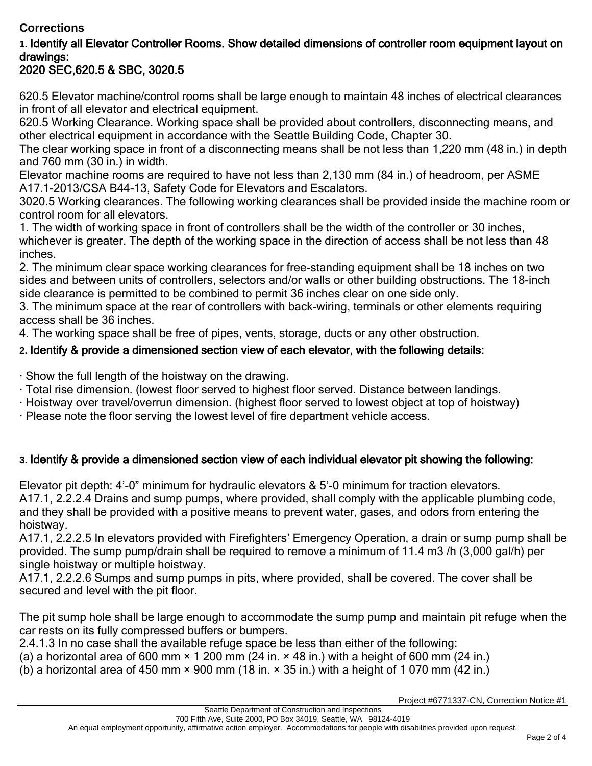**Corrections**

**1. Identify all Elevator Controller Rooms. Show detailed dimensions of controller room equipment layout on drawings:**
**2020 SEC,620.5 & SBC, 3020.5**

620.5 Elevator machine/control rooms shall be large enough to maintain 48 inches of electrical clearances in front of all elevator and electrical equipment.
620.5 Working Clearance. Working space shall be provided about controllers, disconnecting means, and other electrical equipment in accordance with the Seattle Building Code, Chapter 30.
The clear working space in front of a disconnecting means shall be not less than 1,220 mm (48 in.) in depth and 760 mm (30 in.) in width.
Elevator machine rooms are required to have not less than 2,130 mm (84 in.) of headroom, per ASME A17.1-2013/CSA B44-13, Safety Code for Elevators and Escalators.
3020.5 Working clearances. The following working clearances shall be provided inside the machine room or control room for all elevators.
1. The width of working space in front of controllers shall be the width of the controller or 30 inches, whichever is greater. The depth of the working space in the direction of access shall be not less than 48 inches.
2. The minimum clear space working clearances for free-standing equipment shall be 18 inches on two sides and between units of controllers, selectors and/or walls or other building obstructions. The 18-inch side clearance is permitted to be combined to permit 36 inches clear on one side only.
3. The minimum space at the rear of controllers with back-wiring, terminals or other elements requiring access shall be 36 inches.
4. The working space shall be free of pipes, vents, storage, ducts or any other obstruction.

**2. Identify & provide a dimensioned section view of each elevator, with the following details:**

· Show the full length of the hoistway on the drawing.
· Total rise dimension. (lowest floor served to highest floor served. Distance between landings.
· Hoistway over travel/overrun dimension. (highest floor served to lowest object at top of hoistway)
· Please note the floor serving the lowest level of fire department vehicle access.

**3. Identify & provide a dimensioned section view of each individual elevator pit showing the following:**

Elevator pit depth: 4'-0" minimum for hydraulic elevators & 5'-0 minimum for traction elevators.
A17.1, 2.2.2.4 Drains and sump pumps, where provided, shall comply with the applicable plumbing code, and they shall be provided with a positive means to prevent water, gases, and odors from entering the hoistway.
A17.1, 2.2.2.5 In elevators provided with Firefighters' Emergency Operation, a drain or sump pump shall be provided. The sump pump/drain shall be required to remove a minimum of 11.4 m3 /h (3,000 gal/h) per single hoistway or multiple hoistway.
A17.1, 2.2.2.6 Sumps and sump pumps in pits, where provided, shall be covered. The cover shall be secured and level with the pit floor.

The pit sump hole shall be large enough to accommodate the sump pump and maintain pit refuge when the car rests on its fully compressed buffers or bumpers.
2.4.1.3 In no case shall the available refuge space be less than either of the following:
(a) a horizontal area of 600 mm × 1 200 mm (24 in. × 48 in.) with a height of 600 mm (24 in.)
(b) a horizontal area of 450 mm × 900 mm (18 in. × 35 in.) with a height of 1 070 mm (42 in.)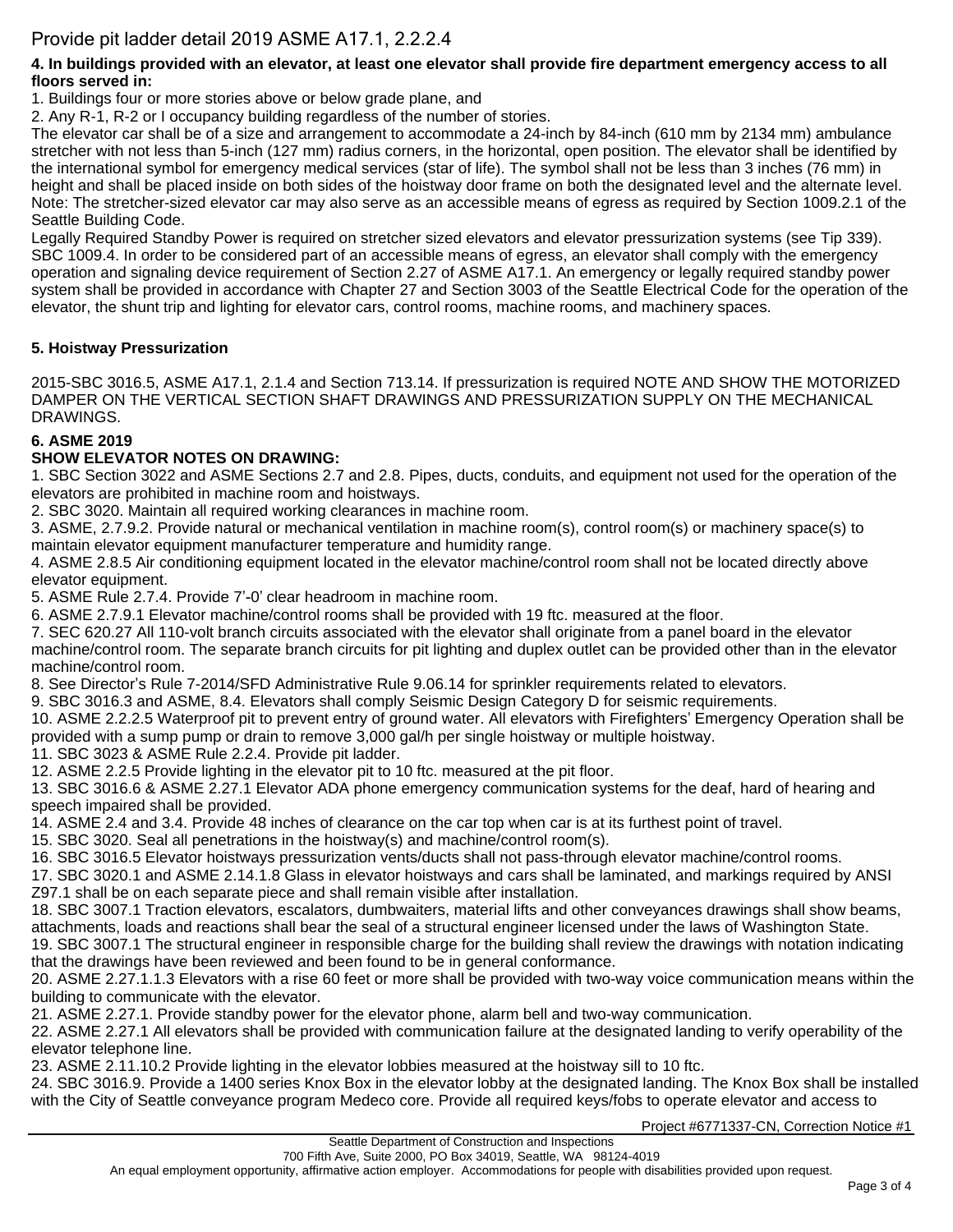Provide pit ladder detail 2019 ASME A17.1, 2.2.2.4

**4. In buildings provided with an elevator, at least one elevator shall provide fire department emergency access to all floors served in:**

1. Buildings four or more stories above or below grade plane, and
2. Any R-1, R-2 or I occupancy building regardless of the number of stories.

The elevator car shall be of a size and arrangement to accommodate a 24-inch by 84-inch (610 mm by 2134 mm) ambulance stretcher with not less than 5-inch (127 mm) radius corners, in the horizontal, open position. The elevator shall be identified by the international symbol for emergency medical services (star of life). The symbol shall not be less than 3 inches (76 mm) in height and shall be placed inside on both sides of the hoistway door frame on both the designated level and the alternate level. Note: The stretcher-sized elevator car may also serve as an accessible means of egress as required by Section 1009.2.1 of the Seattle Building Code.

Legally Required Standby Power is required on stretcher sized elevators and elevator pressurization systems (see Tip 339). SBC 1009.4. In order to be considered part of an accessible means of egress, an elevator shall comply with the emergency operation and signaling device requirement of Section 2.27 of ASME A17.1. An emergency or legally required standby power system shall be provided in accordance with Chapter 27 and Section 3003 of the Seattle Electrical Code for the operation of the elevator, the shunt trip and lighting for elevator cars, control rooms, machine rooms, and machinery spaces.

**5. Hoistway Pressurization**

2015-SBC 3016.5, ASME A17.1, 2.1.4 and Section 713.14. If pressurization is required NOTE AND SHOW THE MOTORIZED DAMPER ON THE VERTICAL SECTION SHAFT DRAWINGS AND PRESSURIZATION SUPPLY ON THE MECHANICAL DRAWINGS.

**6. ASME 2019**

**SHOW ELEVATOR NOTES ON DRAWING:**

1. SBC Section 3022 and ASME Sections 2.7 and 2.8. Pipes, ducts, conduits, and equipment not used for the operation of the elevators are prohibited in machine room and hoistways.
2. SBC 3020. Maintain all required working clearances in machine room.
3. ASME, 2.7.9.2. Provide natural or mechanical ventilation in machine room(s), control room(s) or machinery space(s) to maintain elevator equipment manufacturer temperature and humidity range.
4. ASME 2.8.5 Air conditioning equipment located in the elevator machine/control room shall not be located directly above elevator equipment.
5. ASME Rule 2.7.4. Provide 7'-0' clear headroom in machine room.
6. ASME 2.7.9.1 Elevator machine/control rooms shall be provided with 19 ftc. measured at the floor.
7. SEC 620.27 All 110-volt branch circuits associated with the elevator shall originate from a panel board in the elevator machine/control room. The separate branch circuits for pit lighting and duplex outlet can be provided other than in the elevator machine/control room.
8. See Director's Rule 7-2014/SFD Administrative Rule 9.06.14 for sprinkler requirements related to elevators.
9. SBC 3016.3 and ASME, 8.4. Elevators shall comply Seismic Design Category D for seismic requirements.
10. ASME 2.2.2.5 Waterproof pit to prevent entry of ground water. All elevators with Firefighters' Emergency Operation shall be provided with a sump pump or drain to remove 3,000 gal/h per single hoistway or multiple hoistway.
11. SBC 3023 & ASME Rule 2.2.4. Provide pit ladder.
12. ASME 2.2.5 Provide lighting in the elevator pit to 10 ftc. measured at the pit floor.
13. SBC 3016.6 & ASME 2.27.1 Elevator ADA phone emergency communication systems for the deaf, hard of hearing and speech impaired shall be provided.
14. ASME 2.4 and 3.4. Provide 48 inches of clearance on the car top when car is at its furthest point of travel.
15. SBC 3020. Seal all penetrations in the hoistway(s) and machine/control room(s).
16. SBC 3016.5 Elevator hoistways pressurization vents/ducts shall not pass-through elevator machine/control rooms.
17. SBC 3020.1 and ASME 2.14.1.8 Glass in elevator hoistways and cars shall be laminated, and markings required by ANSI Z97.1 shall be on each separate piece and shall remain visible after installation.
18. SBC 3007.1 Traction elevators, escalators, dumbwaiters, material lifts and other conveyances drawings shall show beams, attachments, loads and reactions shall bear the seal of a structural engineer licensed under the laws of Washington State.
19. SBC 3007.1 The structural engineer in responsible charge for the building shall review the drawings with notation indicating that the drawings have been reviewed and been found to be in general conformance.
20. ASME 2.27.1.1.3 Elevators with a rise 60 feet or more shall be provided with two-way voice communication means within the building to communicate with the elevator.
21. ASME 2.27.1. Provide standby power for the elevator phone, alarm bell and two-way communication.
22. ASME 2.27.1 All elevators shall be provided with communication failure at the designated landing to verify operability of the elevator telephone line.
23. ASME 2.11.10.2 Provide lighting in the elevator lobbies measured at the hoistway sill to 10 ftc.
24. SBC 3016.9. Provide a 1400 series Knox Box in the elevator lobby at the designated landing. The Knox Box shall be installed with the City of Seattle conveyance program Medeco core. Provide all required keys/fobs to operate elevator and access to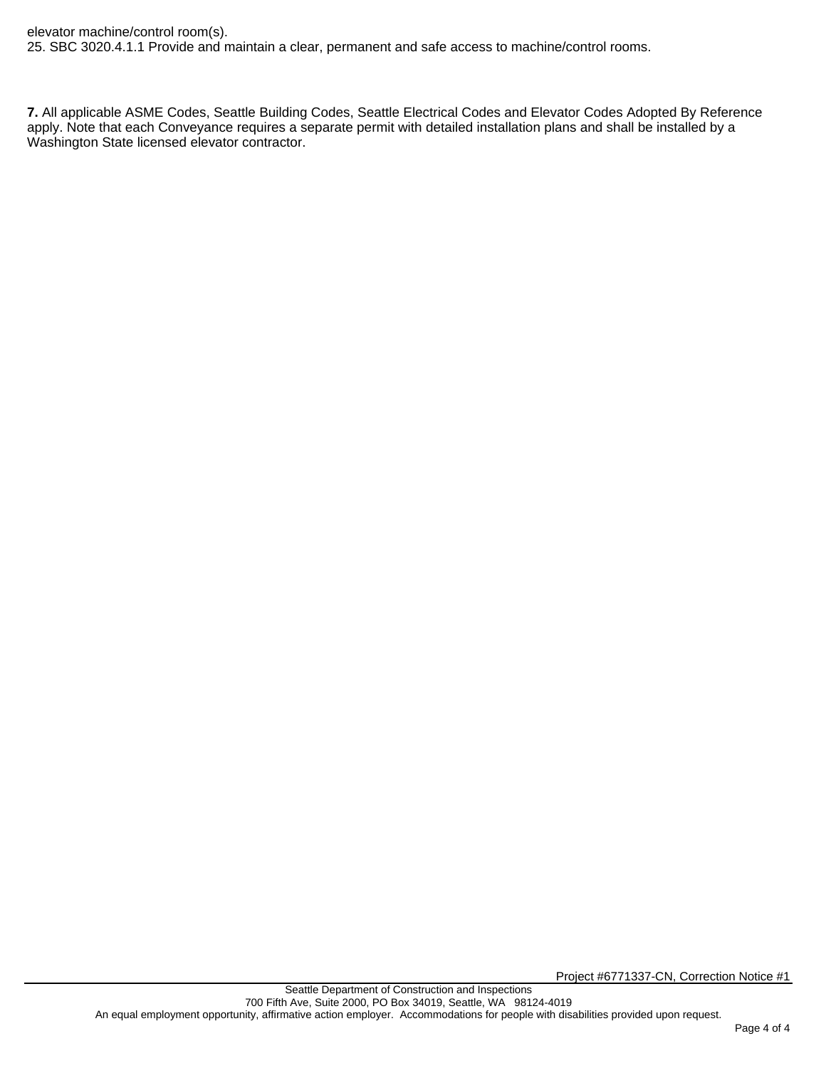elevator machine/control room(s).
25. SBC 3020.4.1.1 Provide and maintain a clear, permanent and safe access to machine/control rooms.

**7.** All applicable ASME Codes, Seattle Building Codes, Seattle Electrical Codes and Elevator Codes Adopted By Reference apply. Note that each Conveyance requires a separate permit with detailed installation plans and shall be installed by a Washington State licensed elevator contractor.